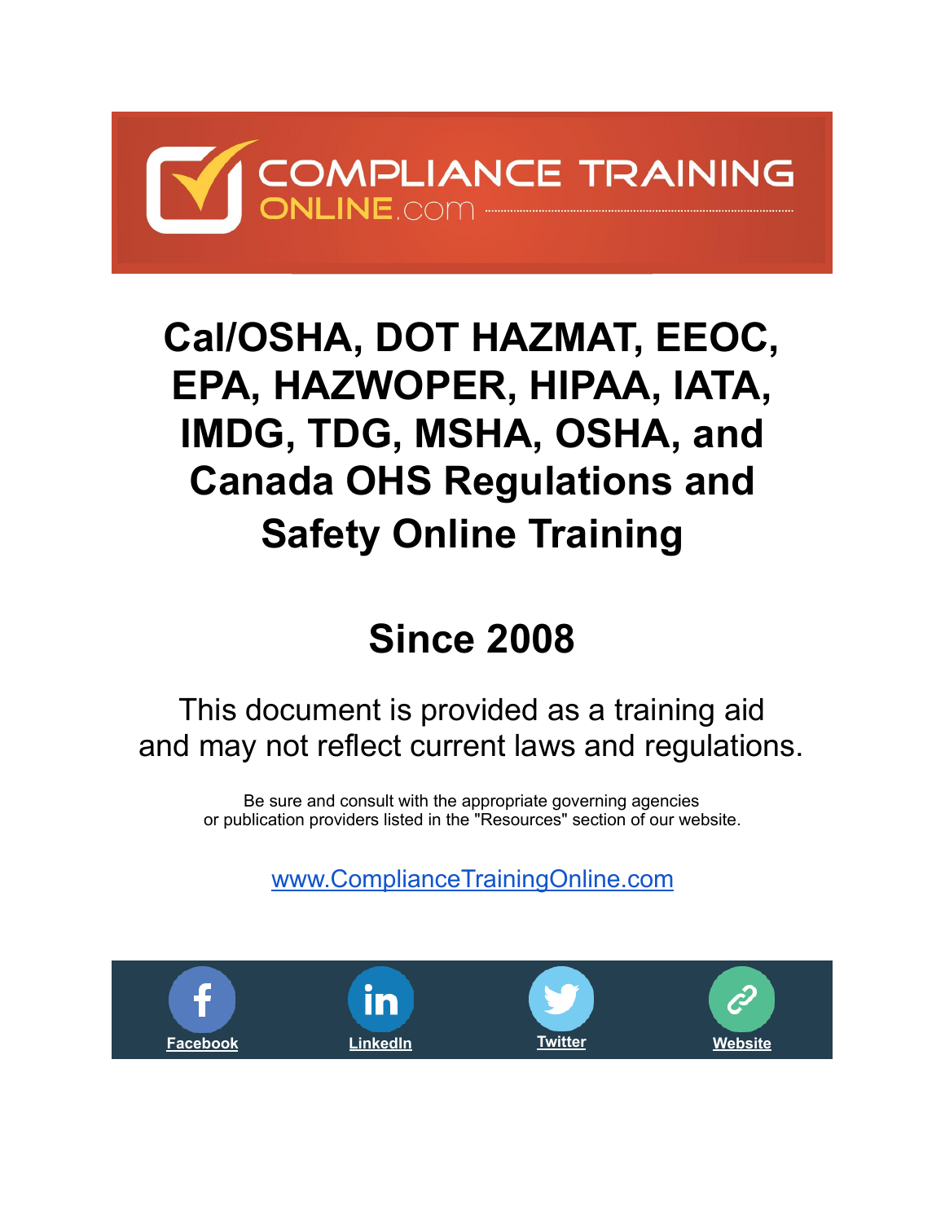COMPLIANCE TRAINING ONLINE.com

# Cal/OSHA, DOT HAZMAT, EEOC, EPA, HAZWOPER, HIPAA, IATA, IMDG, TDG, MSHA, OSHA, and Canada OHS Regulations and Safety Online Training

## Since 2008

This document is provided as a training aid and may not reflect current laws and regulations.

Be sure and consult with the appropriate governing agencies or publication providers listed in the "Resources" section of our website.

www.ComplianceTrainingOnline.com

Facebook | LinkedIn | Twitter | Website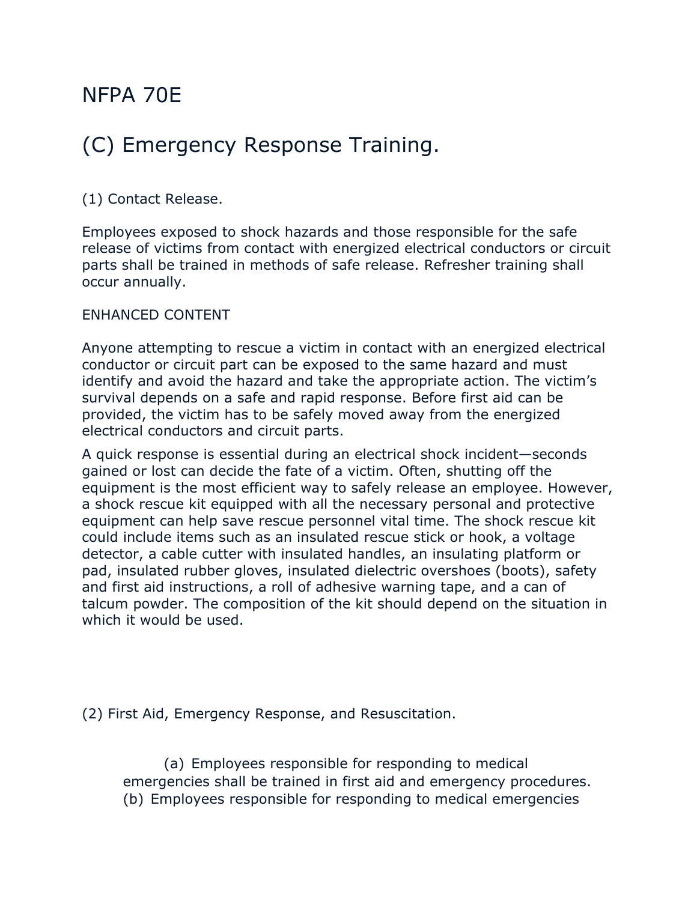# NFPA 70E

## (C) Emergency Response Training.

(1) Contact Release.

Employees exposed to shock hazards and those responsible for the safe release of victims from contact with energized electrical conductors or circuit parts shall be trained in methods of safe release. Refresher training shall occur annually.

ENHANCED CONTENT

Anyone attempting to rescue a victim in contact with an energized electrical conductor or circuit part can be exposed to the same hazard and must identify and avoid the hazard and take the appropriate action. The victim's survival depends on a safe and rapid response. Before first aid can be provided, the victim has to be safely moved away from the energized electrical conductors and circuit parts.

A quick response is essential during an electrical shock incident—seconds gained or lost can decide the fate of a victim. Often, shutting off the equipment is the most efficient way to safely release an employee. However, a shock rescue kit equipped with all the necessary personal and protective equipment can help save rescue personnel vital time. The shock rescue kit could include items such as an insulated rescue stick or hook, a voltage detector, a cable cutter with insulated handles, an insulating platform or pad, insulated rubber gloves, insulated dielectric overshoes (boots), safety and first aid instructions, a roll of adhesive warning tape, and a can of talcum powder. The composition of the kit should depend on the situation in which it would be used.

(2) First Aid, Emergency Response, and Resuscitation.

(a) Employees responsible for responding to medical emergencies shall be trained in first aid and emergency procedures.

(b) Employees responsible for responding to medical emergencies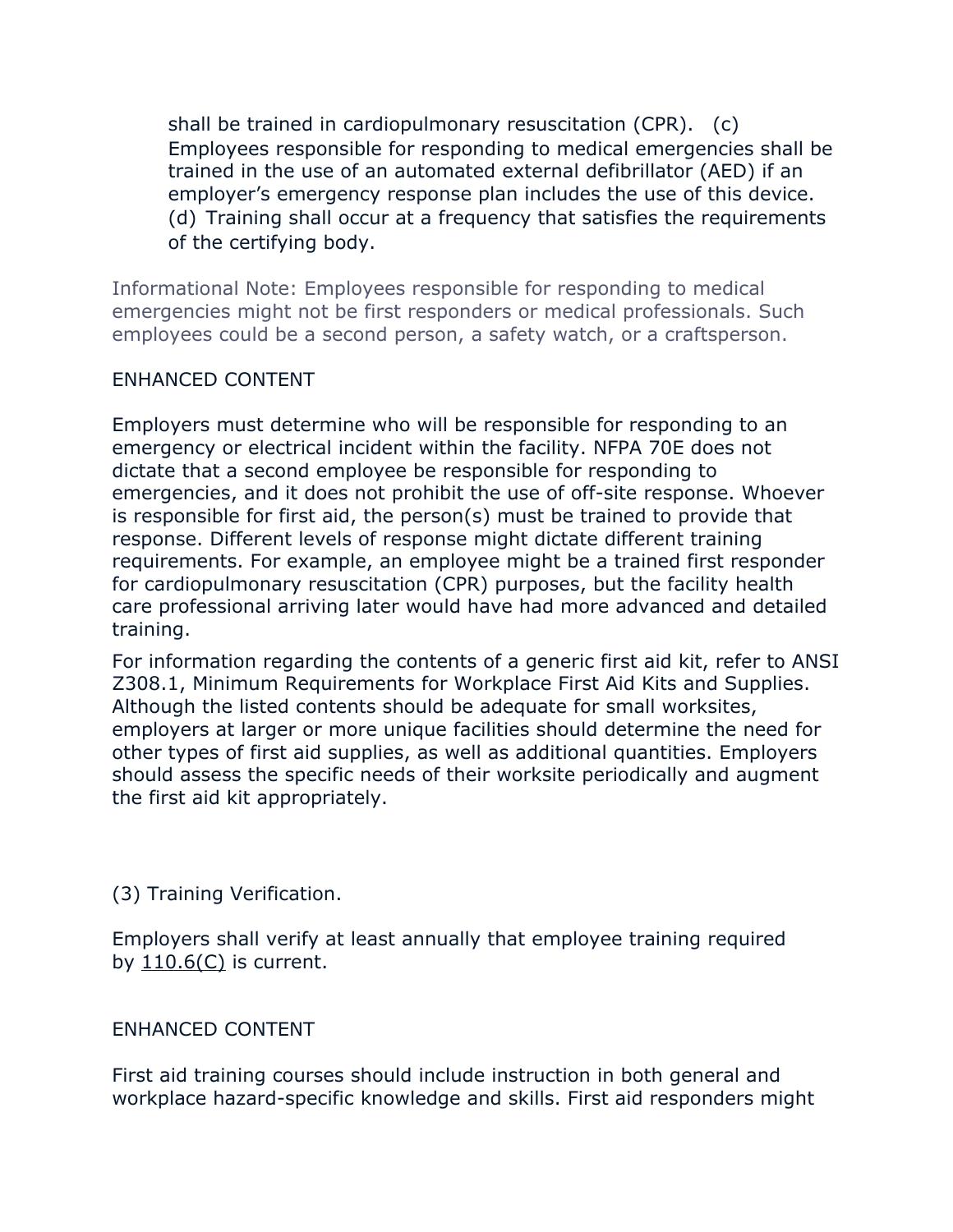shall be trained in cardiopulmonary resuscitation (CPR). (c) Employees responsible for responding to medical emergencies shall be trained in the use of an automated external defibrillator (AED) if an employer's emergency response plan includes the use of this device. (d) Training shall occur at a frequency that satisfies the requirements of the certifying body.

Informational Note: Employees responsible for responding to medical emergencies might not be first responders or medical professionals. Such employees could be a second person, a safety watch, or a craftsperson.

ENHANCED CONTENT

Employers must determine who will be responsible for responding to an emergency or electrical incident within the facility. NFPA 70E does not dictate that a second employee be responsible for responding to emergencies, and it does not prohibit the use of off-site response. Whoever is responsible for first aid, the person(s) must be trained to provide that response. Different levels of response might dictate different training requirements. For example, an employee might be a trained first responder for cardiopulmonary resuscitation (CPR) purposes, but the facility health care professional arriving later would have had more advanced and detailed training.

For information regarding the contents of a generic first aid kit, refer to ANSI Z308.1, Minimum Requirements for Workplace First Aid Kits and Supplies. Although the listed contents should be adequate for small worksites, employers at larger or more unique facilities should determine the need for other types of first aid supplies, as well as additional quantities. Employers should assess the specific needs of their worksite periodically and augment the first aid kit appropriately.

(3) Training Verification.

Employers shall verify at least annually that employee training required by 110.6(C) is current.

ENHANCED CONTENT

First aid training courses should include instruction in both general and workplace hazard-specific knowledge and skills. First aid responders might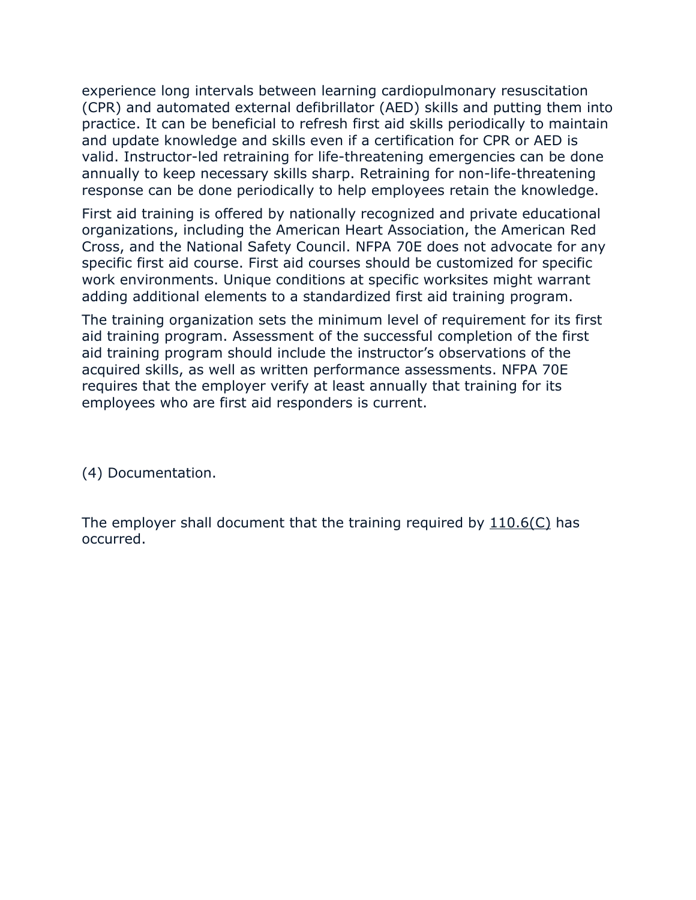experience long intervals between learning cardiopulmonary resuscitation (CPR) and automated external defibrillator (AED) skills and putting them into practice. It can be beneficial to refresh first aid skills periodically to maintain and update knowledge and skills even if a certification for CPR or AED is valid. Instructor-led retraining for life-threatening emergencies can be done annually to keep necessary skills sharp. Retraining for non-life-threatening response can be done periodically to help employees retain the knowledge.

First aid training is offered by nationally recognized and private educational organizations, including the American Heart Association, the American Red Cross, and the National Safety Council. NFPA 70E does not advocate for any specific first aid course. First aid courses should be customized for specific work environments. Unique conditions at specific worksites might warrant adding additional elements to a standardized first aid training program.

The training organization sets the minimum level of requirement for its first aid training program. Assessment of the successful completion of the first aid training program should include the instructor's observations of the acquired skills, as well as written performance assessments. NFPA 70E requires that the employer verify at least annually that training for its employees who are first aid responders is current.

(4) Documentation.

The employer shall document that the training required by 110.6(C) has occurred.